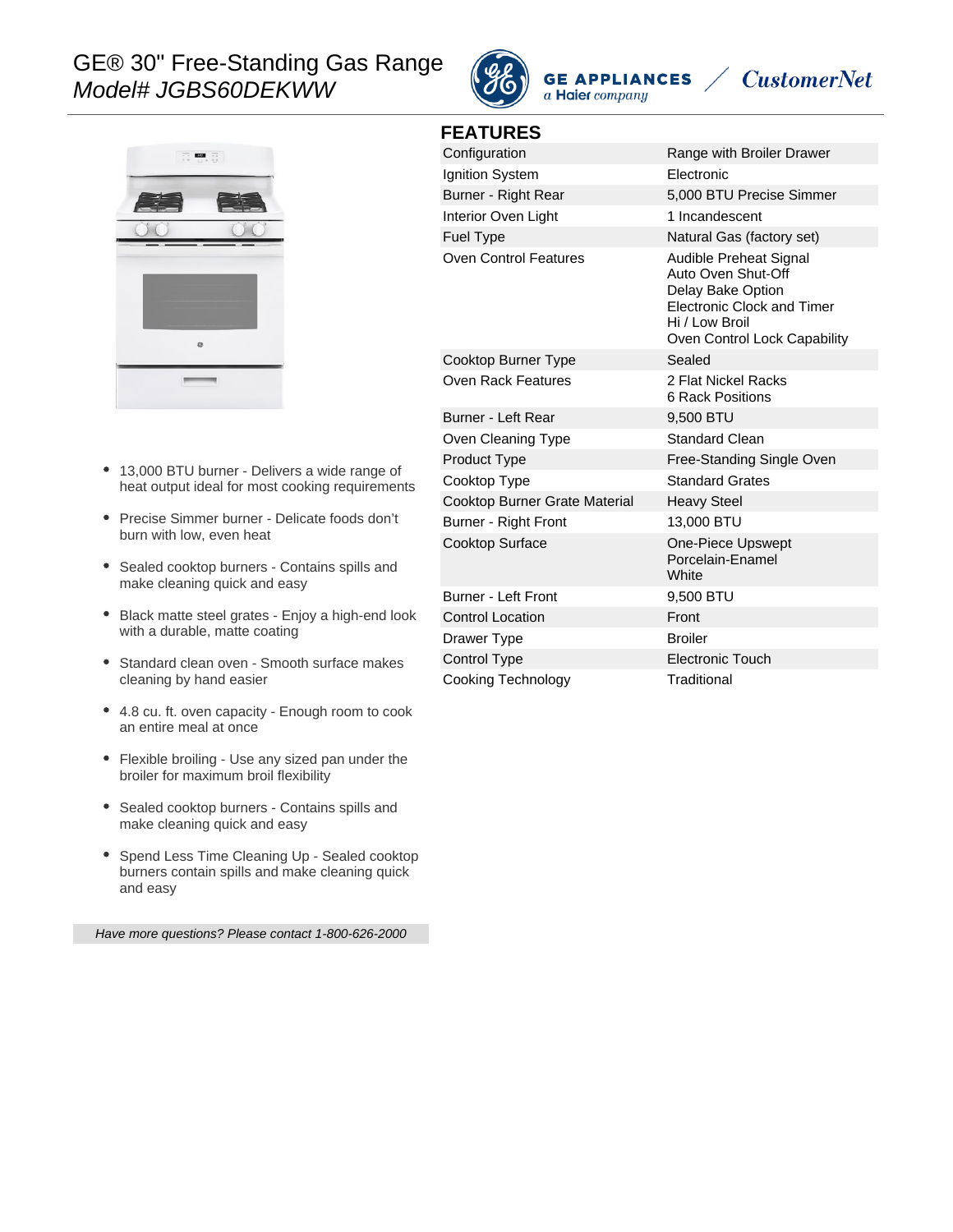# GE® 30" Free-Standing Gas Range

*Model# JGBS60DEKWW*

GE APPLIANCES *a Haier company* / *CustomerNet*

## FEATURES

| | |
|---|---|
| Configuration | Range with Broiler Drawer |
| Ignition System | Electronic |
| Burner - Right Rear | 5,000 BTU Precise Simmer |
| Interior Oven Light | 1 Incandescent |
| Fuel Type | Natural Gas (factory set) |
| Oven Control Features | Audible Preheat Signal<br>Auto Oven Shut-Off<br>Delay Bake Option<br>Electronic Clock and Timer<br>Hi / Low Broil<br>Oven Control Lock Capability |
| Cooktop Burner Type | Sealed |
| Oven Rack Features | 2 Flat Nickel Racks<br>6 Rack Positions |
| Burner - Left Rear | 9,500 BTU |
| Oven Cleaning Type | Standard Clean |
| Product Type | Free-Standing Single Oven |
| Cooktop Type | Standard Grates |
| Cooktop Burner Grate Material | Heavy Steel |
| Burner - Right Front | 13,000 BTU |
| Cooktop Surface | One-Piece Upswept<br>Porcelain-Enamel<br>White |
| Burner - Left Front | 9,500 BTU |
| Control Location | Front |
| Drawer Type | Broiler |
| Control Type | Electronic Touch |
| Cooking Technology | Traditional |

- 13,000 BTU burner - Delivers a wide range of heat output ideal for most cooking requirements
- Precise Simmer burner - Delicate foods don't burn with low, even heat
- Sealed cooktop burners - Contains spills and make cleaning quick and easy
- Black matte steel grates - Enjoy a high-end look with a durable, matte coating
- Standard clean oven - Smooth surface makes cleaning by hand easier
- 4.8 cu. ft. oven capacity - Enough room to cook an entire meal at once
- Flexible broiling - Use any sized pan under the broiler for maximum broil flexibility
- Sealed cooktop burners - Contains spills and make cleaning quick and easy
- Spend Less Time Cleaning Up - Sealed cooktop burners contain spills and make cleaning quick and easy

*Have more questions? Please contact 1-800-626-2000*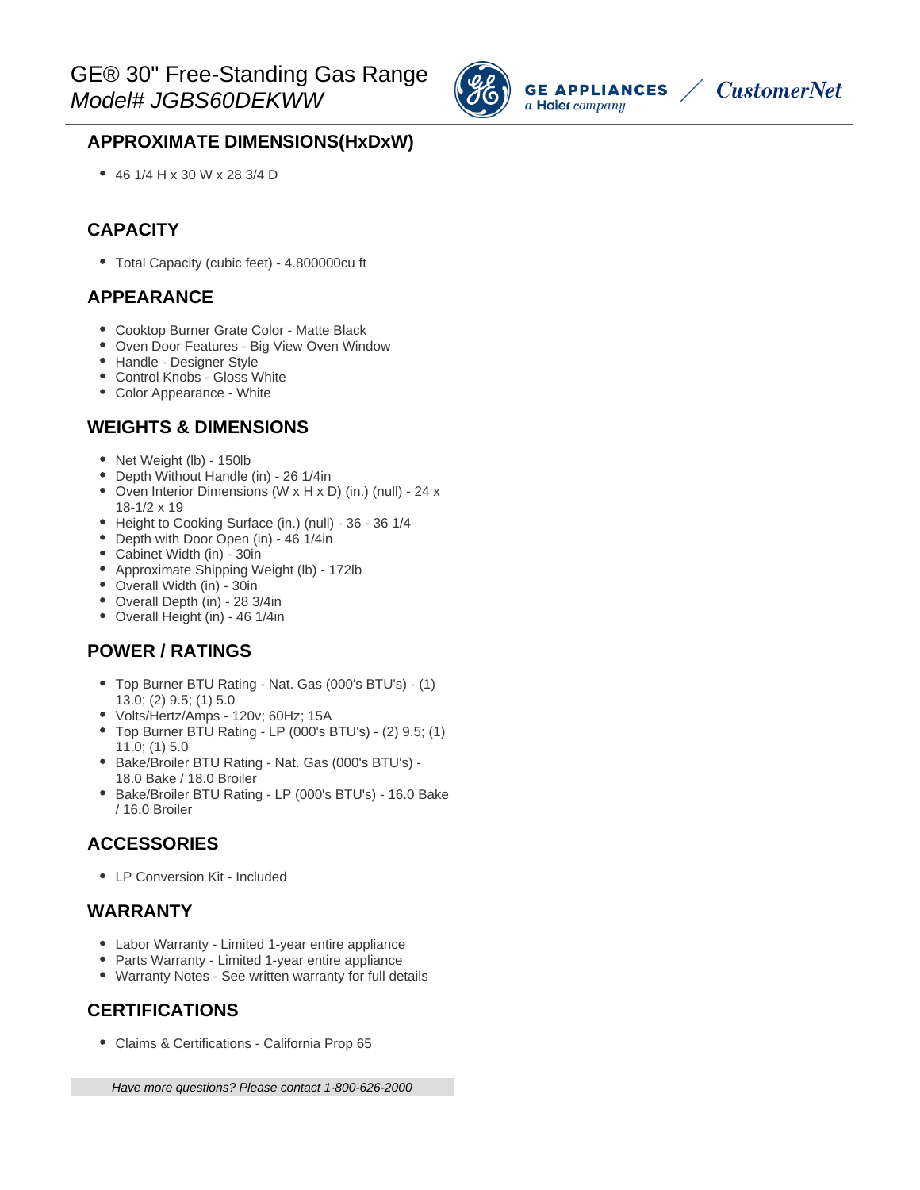# GE® 30" Free-Standing Gas Range

*Model# JGBS60DEKWW*

GE APPLIANCES
*a Haier company*
*CustomerNet*

## APPROXIMATE DIMENSIONS(HxDxW)

- 46 1/4 H x 30 W x 28 3/4 D

## CAPACITY

- Total Capacity (cubic feet) - 4.800000cu ft

## APPEARANCE

- Cooktop Burner Grate Color - Matte Black
- Oven Door Features - Big View Oven Window
- Handle - Designer Style
- Control Knobs - Gloss White
- Color Appearance - White

## WEIGHTS & DIMENSIONS

- Net Weight (lb) - 150lb
- Depth Without Handle (in) - 26 1/4in
- Oven Interior Dimensions (W x H x D) (in.) (null) - 24 x 18-1/2 x 19
- Height to Cooking Surface (in.) (null) - 36 - 36 1/4
- Depth with Door Open (in) - 46 1/4in
- Cabinet Width (in) - 30in
- Approximate Shipping Weight (lb) - 172lb
- Overall Width (in) - 30in
- Overall Depth (in) - 28 3/4in
- Overall Height (in) - 46 1/4in

## POWER / RATINGS

- Top Burner BTU Rating - Nat. Gas (000's BTU's) - (1) 13.0; (2) 9.5; (1) 5.0
- Volts/Hertz/Amps - 120v; 60Hz; 15A
- Top Burner BTU Rating - LP (000's BTU's) - (2) 9.5; (1) 11.0; (1) 5.0
- Bake/Broiler BTU Rating - Nat. Gas (000's BTU's) - 18.0 Bake / 18.0 Broiler
- Bake/Broiler BTU Rating - LP (000's BTU's) - 16.0 Bake / 16.0 Broiler

## ACCESSORIES

- LP Conversion Kit - Included

## WARRANTY

- Labor Warranty - Limited 1-year entire appliance
- Parts Warranty - Limited 1-year entire appliance
- Warranty Notes - See written warranty for full details

## CERTIFICATIONS

- Claims & Certifications - California Prop 65

*Have more questions? Please contact 1-800-626-2000*